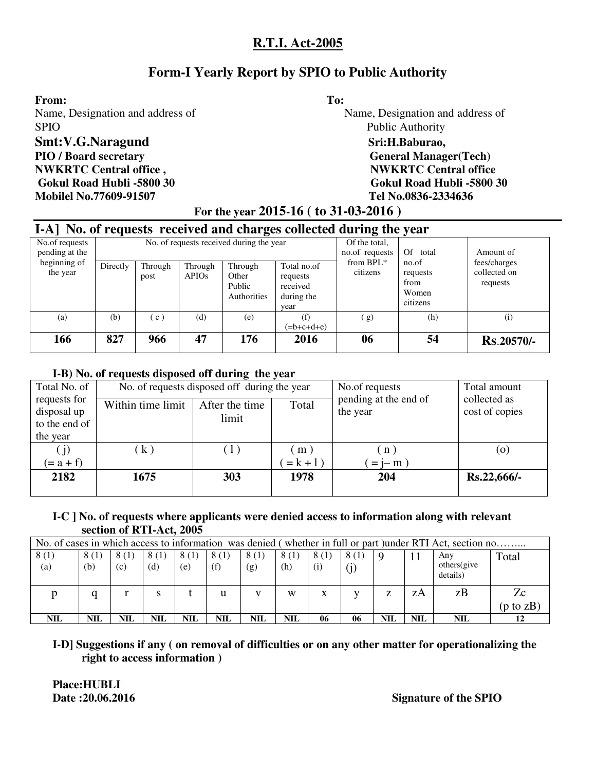# R.T.I. Act-2005

## Form-I Yearly Report by SPIO to Public Authority

**From:**
Name, Designation and address of SPIO
**Smt:V.G.Naragund**
**PIO / Board secretary**
**NWKRTC Central office ,**
**Gokul Road Hubli -5800 30**
**Mobilel No.77609-91507**

**To:**
Name, Designation and address of Public Authority
**Sri:H.Baburao,**
**General Manager(Tech)**
**NWKRTC Central office**
**Gokul Road Hubli -5800 30**
**Tel No.0836-2334636**

**For the year 2015-16 ( to 31-03-2016 )**

## I-A] No. of requests received and charges collected during the year

| No.of requests pending at the beginning of the year | No. of requests received during the year | | | | | Of the total, no.of requests from BPL* citizens | Of total no.of requests from Women citizens | Amount of fees/charges collected on requests |
|---|---|---|---|---|---|---|---|---|
| | Directly | Through post | Through APIOs | Through Other Public Authorities | Total no.of requests received during the year | | | |
| (a) | (b) | ( c ) | (d) | (e) | (f) (=b+c+d+e) | ( g) | (h) | (i) |
| **166** | **827** | **966** | **47** | **176** | **2016** | **06** | **54** | **Rs.20570/-** |

### I-B) No. of requests disposed off during the year

| Total No. of requests for disposal up to the end of the year | No. of requests disposed off during the year | | | No.of requests pending at the end of the year | Total amount collected as cost of copies |
|---|---|---|---|---|---|
| | Within time limit | After the time limit | Total | | |
| ( j) (= a + f) | ( k ) | ( l ) | ( m ) ( = k + l ) | ( n ) ( = j– m ) | (o) |
| **2182** | **1675** | **303** | **1978** | **204** | **Rs.22,666/-** |

### I-C ] No. of requests where applicants were denied access to information along with relevant section of RTI-Act, 2005

| No. of cases in which access to information was denied ( whether in full or part )under RTI Act, section no……... | | | | | | | | | | | | | |
|---|---|---|---|---|---|---|---|---|---|---|---|---|---|
| 8 (1) (a) | 8 (1) (b) | 8 (1) (c) | 8 (1) (d) | 8 (1) (e) | 8 (1) (f) | 8 (1) (g) | 8 (1) (h) | 8 (1) (i) | 8 (1) (j) | 9 | 11 | Any others(give details) | Total |
| p | q | r | s | t | u | v | w | x | y | z | zA | zB | Zc (p to zB) |
| **NIL** | **NIL** | **NIL** | **NIL** | **NIL** | **NIL** | **NIL** | **NIL** | **06** | **06** | **NIL** | **NIL** | **NIL** | **12** |

### I-D] Suggestions if any ( on removal of difficulties or on any other matter for operationalizing the right to access information )

**Place:HUBLI**
**Date :20.06.2016**

**Signature of the SPIO**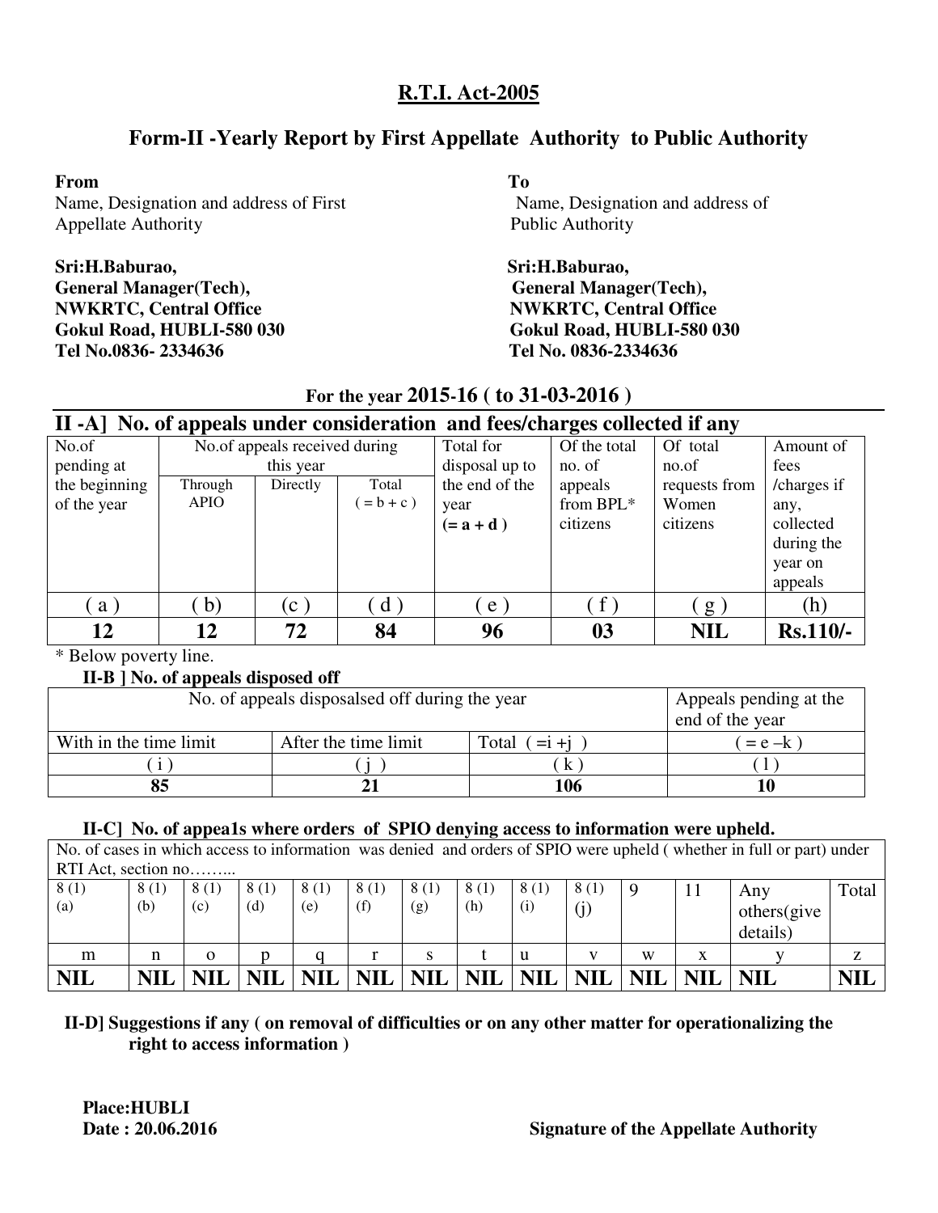# R.T.I. Act-2005

## Form-II -Yearly Report by First Appellate Authority to Public Authority

**From**
Name, Designation and address of First Appellate Authority

**Sri:H.Baburao,**
**General Manager(Tech),**
**NWKRTC, Central Office**
**Gokul Road, HUBLI-580 030**
**Tel No.0836- 2334636**

**To**
Name, Designation and address of Public Authority

**Sri:H.Baburao,**
**General Manager(Tech),**
**NWKRTC, Central Office**
**Gokul Road, HUBLI-580 030**
**Tel No. 0836-2334636**

**For the year 2015-16 ( to 31-03-2016 )**

### II -A] No. of appeals under consideration and fees/charges collected if any

| No.of pending at the beginning of the year | No.of appeals received during this year | | | Total for disposal up to the end of the year (= a + d ) | Of the total no. of appeals from BPL* citizens | Of total no.of requests from Women citizens | Amount of fees /charges if any, collected during the year on appeals |
|---|---|---|---|---|---|---|---|
| | Through APIO | Directly | Total ( = b + c ) | | | | |
| ( a ) | ( b) | (c ) | ( d ) | ( e ) | ( f ) | ( g ) | (h) |
| **12** | **12** | **72** | **84** | **96** | **03** | **NIL** | **Rs.110/-** |

\* Below poverty line.

**II-B ] No. of appeals disposed off**

| No. of appeals disposalsed off during the year | | | Appeals pending at the end of the year |
|---|---|---|---|
| With in the time limit | After the time limit | Total ( =i +j ) | ( = e –k ) |
| ( i ) | ( j ) | ( k ) | ( l ) |
| **85** | **21** | **106** | **10** |

**II-C] No. of appea1s where orders of SPIO denying access to information were upheld.**

| No. of cases in which access to information was denied and orders of SPIO were upheld ( whether in full or part) under RTI Act, section no……... | | | | | | | | | | | | | |
|---|---|---|---|---|---|---|---|---|---|---|---|---|---|
| 8 (1) (a) | 8 (1) (b) | 8 (1) (c) | 8 (1) (d) | 8 (1) (e) | 8 (1) (f) | 8 (1) (g) | 8 (1) (h) | 8 (1) (i) | 8 (1) (j) | 9 | 11 | Any others(give details) | Total |
| m | n | o | p | q | r | s | t | u | v | w | x | y | z |
| **NIL** | **NIL** | **NIL** | **NIL** | **NIL** | **NIL** | **NIL** | **NIL** | **NIL** | **NIL** | **NIL** | **NIL** | **NIL** | **NIL** |

**II-D] Suggestions if any ( on removal of difficulties or on any other matter for operationalizing the right to access information )**

**Place:HUBLI**
**Date : 20.06.2016**

**Signature of the Appellate Authority**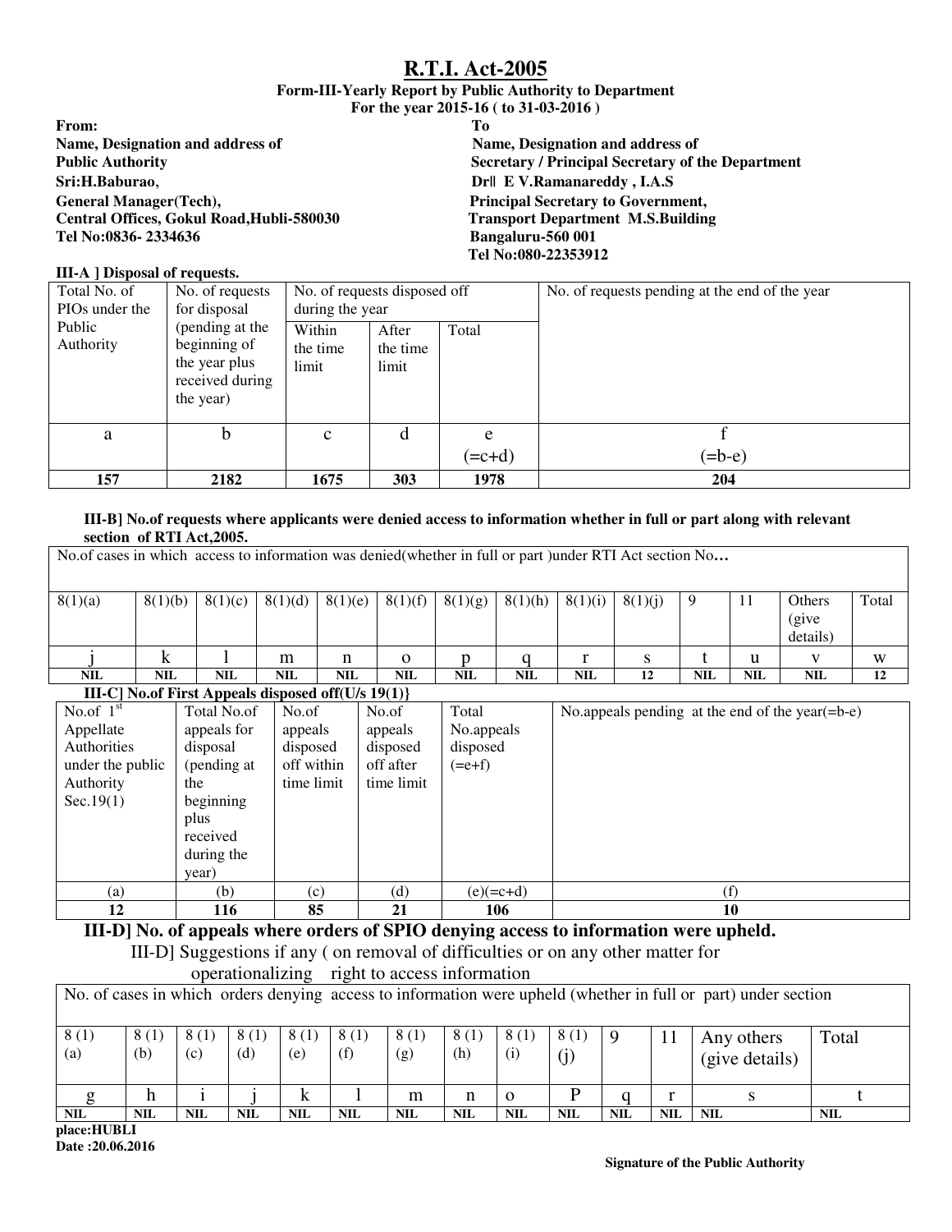# R.T.I. Act-2005

**Form-III-Yearly Report by Public Authority to Department**
**For the year 2015-16 ( to 31-03-2016 )**

| From: | To |
|---|---|
| **Name, Designation and address of Public Authority** | **Name, Designation and address of Secretary / Principal Secretary of the Department** |
| **Sri:H.Baburao,** | **Dr‖ E V.Ramanareddy , I.A.S** |
| **General Manager(Tech),** | **Principal Secretary to Government,** |
| **Central Offices, Gokul Road,Hubli-580030** | **Transport Department M.S.Building** |
| **Tel No:0836- 2334636** | **Bangaluru-560 001** |
| | **Tel No:080-22353912** |

**III-A ] Disposal of requests.**

| Total No. of PIOs under the Public Authority | No. of requests for disposal (pending at the beginning of the year plus received during the year) | No. of requests disposed off during the year | | | No. of requests pending at the end of the year |
|---|---|---|---|---|---|
| | | Within the time limit | After the time limit | Total | |
| a | b | c | d | e (=c+d) | f (=b-e) |
| **157** | **2182** | **1675** | **303** | **1978** | **204** |

**III-B] No.of requests where applicants were denied access to information whether in full or part along with relevant section of RTI Act,2005.**

| No.of cases in which access to information was denied(whether in full or part )under RTI Act section No… | | | | | | | | | | | | | |
|---|---|---|---|---|---|---|---|---|---|---|---|---|---|
| 8(1)(a) | 8(1)(b) | 8(1)(c) | 8(1)(d) | 8(1)(e) | 8(1)(f) | 8(1)(g) | 8(1)(h) | 8(1)(i) | 8(1)(j) | 9 | 11 | Others (give details) | Total |
| j | k | l | m | n | o | p | q | r | s | t | u | v | w |
| **NIL** | **NIL** | **NIL** | **NIL** | **NIL** | **NIL** | **NIL** | **NIL** | **NIL** | **12** | **NIL** | **NIL** | **NIL** | **12** |

**III-C] No.of First Appeals disposed off(U/s 19(1)}**

| No.of 1[st] Appellate Authorities under the public Authority Sec.19(1) | Total No.of appeals for disposal (pending at the beginning plus received during the year) | No.of appeals disposed off within time limit | No.of appeals disposed off after time limit | Total No.appeals disposed (=e+f) | No.appeals pending at the end of the year(=b-e) |
|---|---|---|---|---|---|
| (a) | (b) | (c) | (d) | (e)(=c+d) | (f) |
| **12** | **116** | **85** | **21** | **106** | **10** |

**III-D] No. of appeals where orders of SPIO denying access to information were upheld.**

III-D] Suggestions if any ( on removal of difficulties or on any other matter for operationalizing right to access information

| No. of cases in which orders denying access to information were upheld (whether in full or part) under section | | | | | | | | | | | | | |
|---|---|---|---|---|---|---|---|---|---|---|---|---|---|
| 8 (1) (a) | 8 (1) (b) | 8 (1) (c) | 8 (1) (d) | 8 (1) (e) | 8 (1) (f) | 8 (1) (g) | 8 (1) (h) | 8 (1) (i) | 8 (1) (j) | 9 | 11 | Any others (give details) | Total |
| g | h | i | j | k | l | m | n | o | P | q | r | s | t |
| **NIL** | **NIL** | **NIL** | **NIL** | **NIL** | **NIL** | **NIL** | **NIL** | **NIL** | **NIL** | **NIL** | **NIL** | **NIL** | **NIL** |

**place:HUBLI**
**Date :20.06.2016**

**Signature of the Public Authority**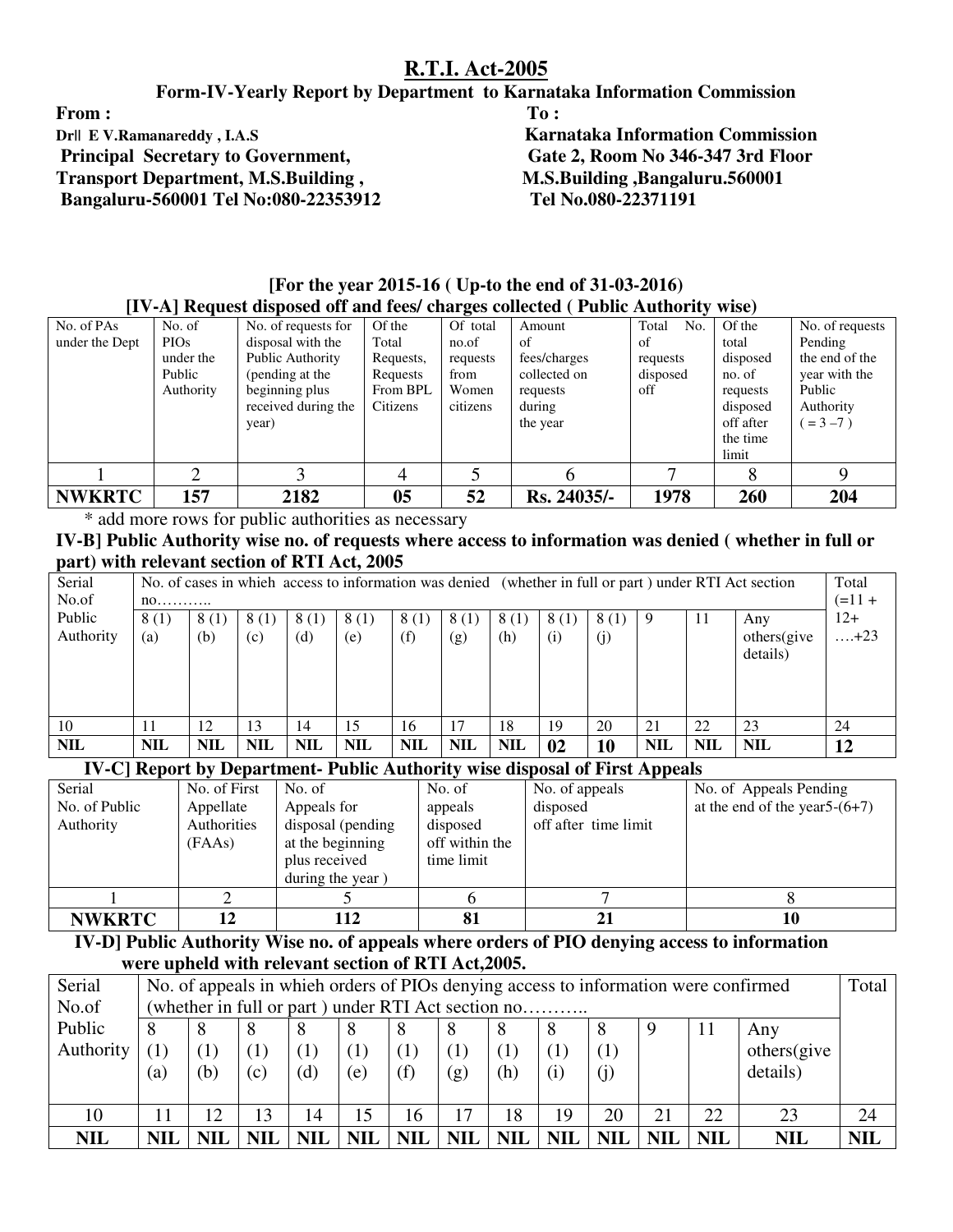# R.T.I. Act-2005

## Form-IV-Yearly Report by Department to Karnataka Information Commission

**From :**
**Dr|| E V.Ramanareddy , I.A.S**
**Principal Secretary to Government,**
**Transport Department, M.S.Building ,**
**Bangaluru-560001 Tel No:080-22353912**

**To :**
**Karnataka Information Commission**
**Gate 2, Room No 346-347 3rd Floor**
**M.S.Building ,Bangaluru.560001**
**Tel No.080-22371191**

**[For the year 2015-16 ( Up-to the end of 31-03-2016)**

**[IV-A] Request disposed off and fees/ charges collected ( Public Authority wise)**

| No. of PAs under the Dept | No. of PIOs under the Public Authority | No. of requests for disposal with the Public Authority (pending at the beginning plus received during the year) | Of the Total Requests, Requests From BPL Citizens | Of total no.of requests from Women citizens | Amount of fees/charges collected on requests during the year | Total No. of requests disposed off | Of the total disposed no. of requests disposed off after the time limit | No. of requests Pending the end of the year with the Public Authority ( = 3 –7 ) |
|---|---|---|---|---|---|---|---|---|
| 1 | 2 | 3 | 4 | 5 | 6 | 7 | 8 | 9 |
| **NWKRTC** | **157** | **2182** | **05** | **52** | **Rs. 24035/-** | **1978** | **260** | **204** |

\* add more rows for public authorities as necessary

**IV-B] Public Authority wise no. of requests where access to information was denied ( whether in full or part) with relevant section of RTI Act, 2005**

| Serial No.of Public Authority | No. of cases in whieh access to information was denied (whether in full or part ) under RTI Act section no……….. | | | | | | | | | | | | | Total (=11 + 12+ ….+23 |
|---|---|---|---|---|---|---|---|---|---|---|---|---|---|---|
| | 8 (1) (a) | 8 (1) (b) | 8 (1) (c) | 8 (1) (d) | 8 (1) (e) | 8 (1) (f) | 8 (1) (g) | 8 (1) (h) | 8 (1) (i) | 8 (1) (j) | 9 | 11 | Any others(give details) | |
| 10 | 11 | 12 | 13 | 14 | 15 | 16 | 17 | 18 | 19 | 20 | 21 | 22 | 23 | 24 |
| **NIL** | **NIL** | **NIL** | **NIL** | **NIL** | **NIL** | **NIL** | **NIL** | **NIL** | **02** | **10** | **NIL** | **NIL** | **NIL** | **12** |

**IV-C] Report by Department- Public Authority wise disposal of First Appeals**

| Serial No. of Public Authority | No. of First Appellate Authorities (FAAs) | No. of Appeals for disposal (pending at the beginning plus received during the year ) | No. of appeals disposed off within the time limit | No. of appeals disposed off after time limit | No. of Appeals Pending at the end of the year5-(6+7) |
|---|---|---|---|---|---|
| 1 | 2 | 5 | 6 | 7 | 8 |
| **NWKRTC** | **12** | **112** | **81** | **21** | **10** |

**IV-D] Public Authority Wise no. of appeals where orders of PIO denying access to information were upheld with relevant section of RTI Act,2005.**

| Serial No.of Public Authority | No. of appeals in whieh orders of PIOs denying access to information were confirmed (whether in full or part ) under RTI Act section no……….. | | | | | | | | | | | | | Total |
|---|---|---|---|---|---|---|---|---|---|---|---|---|---|---|
| | 8 (1) (a) | 8 (1) (b) | 8 (1) (c) | 8 (1) (d) | 8 (1) (e) | 8 (1) (f) | 8 (1) (g) | 8 (1) (h) | 8 (1) (i) | 8 (1) (j) | 9 | 11 | Any others(give details) | |
| 10 | 11 | 12 | 13 | 14 | 15 | 16 | 17 | 18 | 19 | 20 | 21 | 22 | 23 | 24 |
| **NIL** | **NIL** | **NIL** | **NIL** | **NIL** | **NIL** | **NIL** | **NIL** | **NIL** | **NIL** | **NIL** | **NIL** | **NIL** | **NIL** | **NIL** |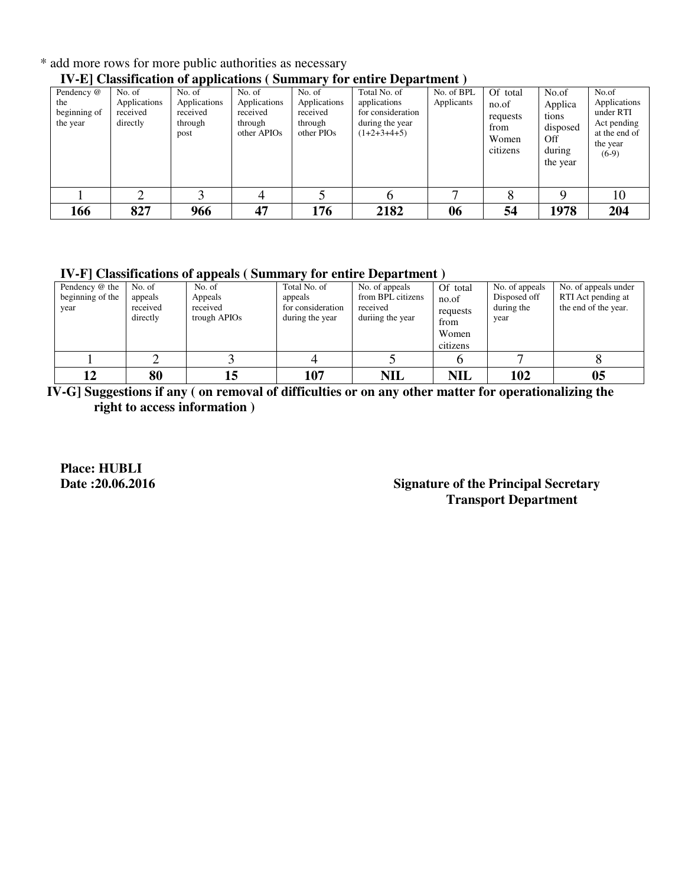* add more rows for more public authorities as necessary

**IV-E] Classification of applications ( Summary for entire Department )**

| Pendency @ the beginning of the year | No. of Applications received directly | No. of Applications received through post | No. of Applications received through other APIOs | No. of Applications received through other PIOs | Total No. of applications for consideration during the year (1+2+3+4+5) | No. of BPL Applicants | Of total no.of requests from Women citizens | No.of Applica tions disposed Off during the year | No.of Applications under RTI Act pending at the end of the year (6-9) |
|---|---|---|---|---|---|---|---|---|---|
| 1 | 2 | 3 | 4 | 5 | 6 | 7 | 8 | 9 | 10 |
| **166** | **827** | **966** | **47** | **176** | **2182** | **06** | **54** | **1978** | **204** |

**IV-F] Classifications of appeals ( Summary for entire Department )**

| Pendency @ the beginning of the year | No. of appeals received directly | No. of Appeals received trough APIOs | Total No. of appeals for consideration during the year | No. of appeals from BPL citizens received duriing the year | Of total no.of requests from Women citizens | No. of appeals Disposed off during the year | No. of appeals under RTI Act pending at the end of the year. |
|---|---|---|---|---|---|---|---|
| 1 | 2 | 3 | 4 | 5 | 6 | 7 | 8 |
| **12** | **80** | **15** | **107** | **NIL** | **NIL** | **102** | **05** |

**IV-G] Suggestions if any ( on removal of difficulties or on any other matter for operationalizing the right to access information )**

**Place: HUBLI**
**Date :20.06.2016**

**Signature of the Principal Secretary**
**Transport Department**